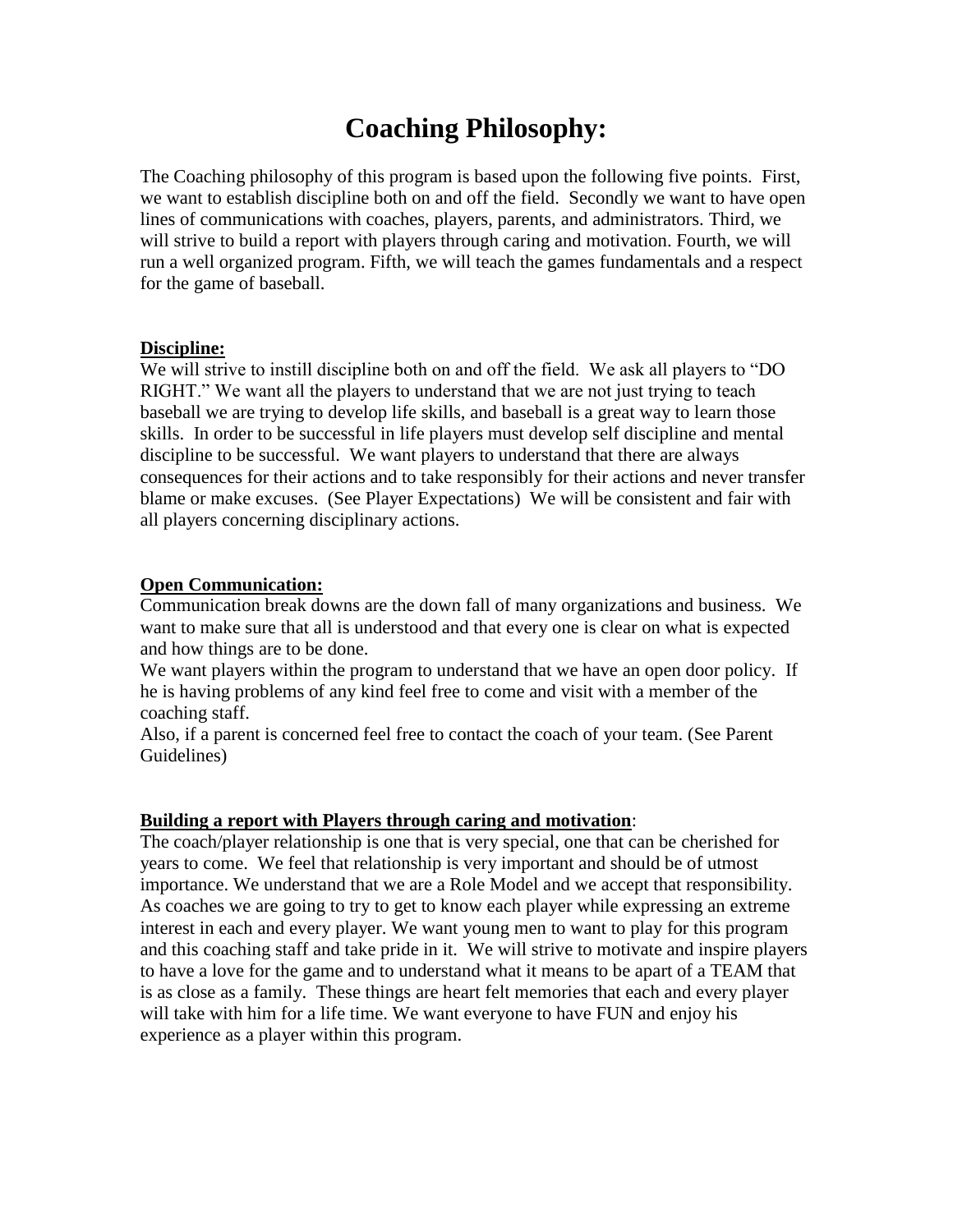# Coaching Philosophy:

The Coaching philosophy of this program is based upon the following five points. First, we want to establish discipline both on and off the field. Secondly we want to have open lines of communications with coaches, players, parents, and administrators. Third, we will strive to build a report with players through caring and motivation. Fourth, we will run a well organized program. Fifth, we will teach the games fundamentals and a respect for the game of baseball.

**Discipline:**

We will strive to instill discipline both on and off the field. We ask all players to "DO RIGHT." We want all the players to understand that we are not just trying to teach baseball we are trying to develop life skills, and baseball is a great way to learn those skills. In order to be successful in life players must develop self discipline and mental discipline to be successful. We want players to understand that there are always consequences for their actions and to take responsibly for their actions and never transfer blame or make excuses. (See Player Expectations) We will be consistent and fair with all players concerning disciplinary actions.

**Open Communication:**

Communication break downs are the down fall of many organizations and business. We want to make sure that all is understood and that every one is clear on what is expected and how things are to be done.

We want players within the program to understand that we have an open door policy. If he is having problems of any kind feel free to come and visit with a member of the coaching staff.

Also, if a parent is concerned feel free to contact the coach of your team. (See Parent Guidelines)

**Building a report with Players through caring and motivation**:

The coach/player relationship is one that is very special, one that can be cherished for years to come. We feel that relationship is very important and should be of utmost importance. We understand that we are a Role Model and we accept that responsibility. As coaches we are going to try to get to know each player while expressing an extreme interest in each and every player. We want young men to want to play for this program and this coaching staff and take pride in it. We will strive to motivate and inspire players to have a love for the game and to understand what it means to be apart of a TEAM that is as close as a family. These things are heart felt memories that each and every player will take with him for a life time. We want everyone to have FUN and enjoy his experience as a player within this program.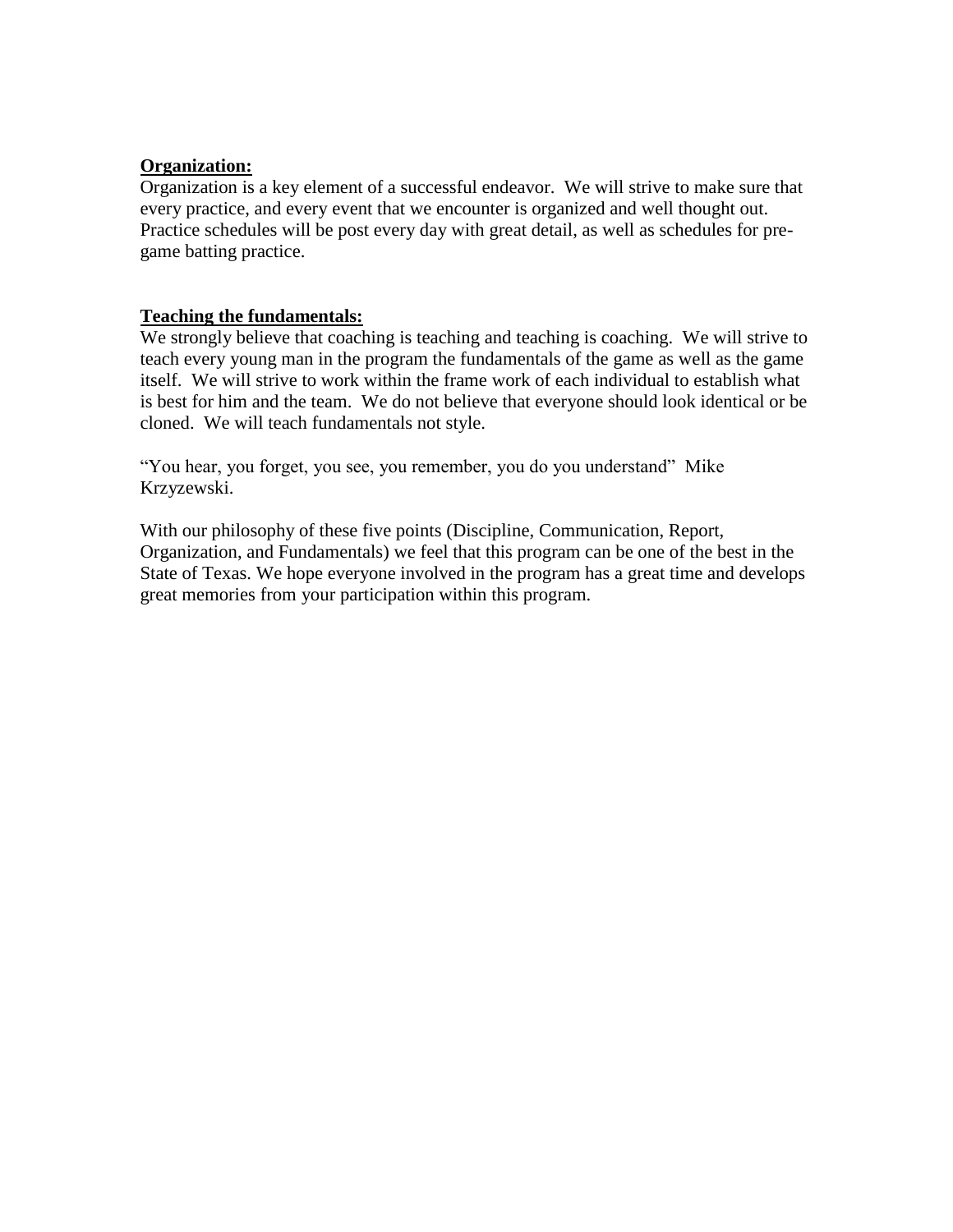**Organization:**

Organization is a key element of a successful endeavor. We will strive to make sure that every practice, and every event that we encounter is organized and well thought out. Practice schedules will be post every day with great detail, as well as schedules for pre-game batting practice.

**Teaching the fundamentals:**

We strongly believe that coaching is teaching and teaching is coaching. We will strive to teach every young man in the program the fundamentals of the game as well as the game itself. We will strive to work within the frame work of each individual to establish what is best for him and the team. We do not believe that everyone should look identical or be cloned. We will teach fundamentals not style.

"You hear, you forget, you see, you remember, you do you understand" Mike Krzyzewski.

With our philosophy of these five points (Discipline, Communication, Report, Organization, and Fundamentals) we feel that this program can be one of the best in the State of Texas. We hope everyone involved in the program has a great time and develops great memories from your participation within this program.